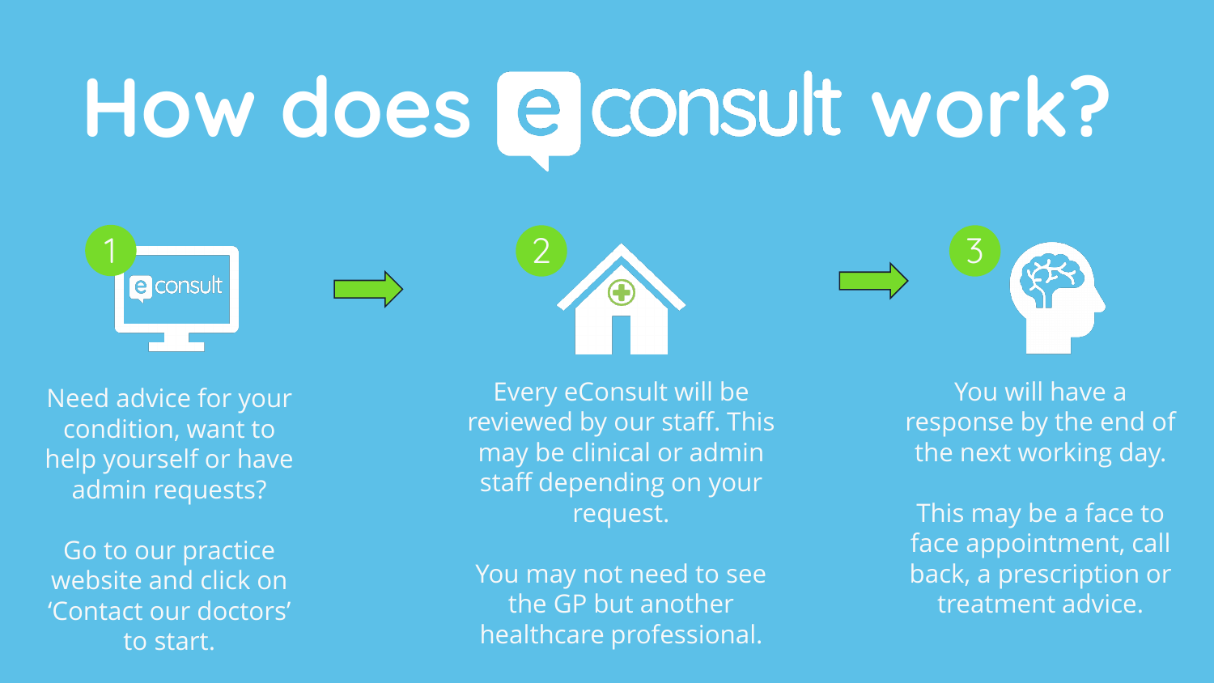# How does eConsult work?

**1**

Need advice for your condition, want to help yourself or have admin requests?

Go to our practice website and click on 'Contact our doctors' to start.

**2**

Every eConsult will be reviewed by our staff. This may be clinical or admin staff depending on your request.

You may not need to see the GP but another healthcare professional.

**3**

You will have a response by the end of the next working day.

This may be a face to face appointment, call back, a prescription or treatment advice.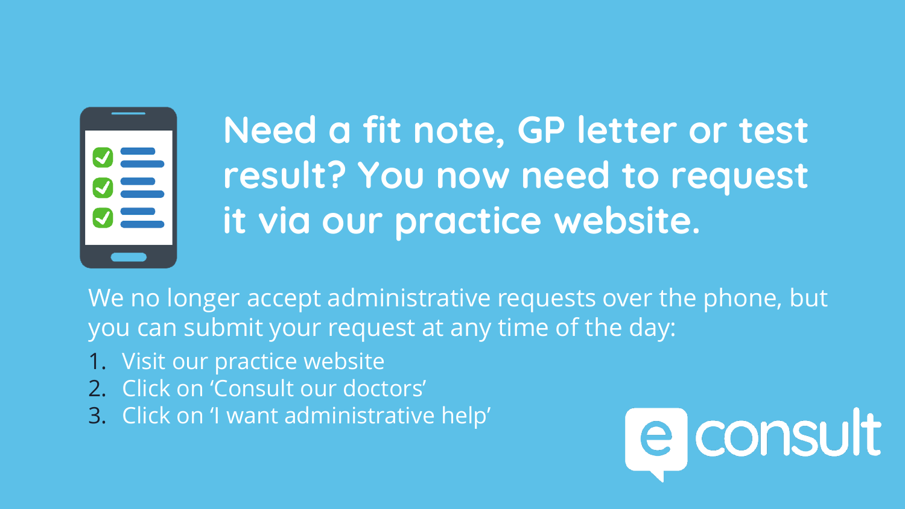# Need a fit note, GP letter or test result? You now need to request it via our practice website.

We no longer accept administrative requests over the phone, but you can submit your request at any time of the day:

1. Visit our practice website
2. Click on 'Consult our doctors'
3. Click on 'I want administrative help'

econsult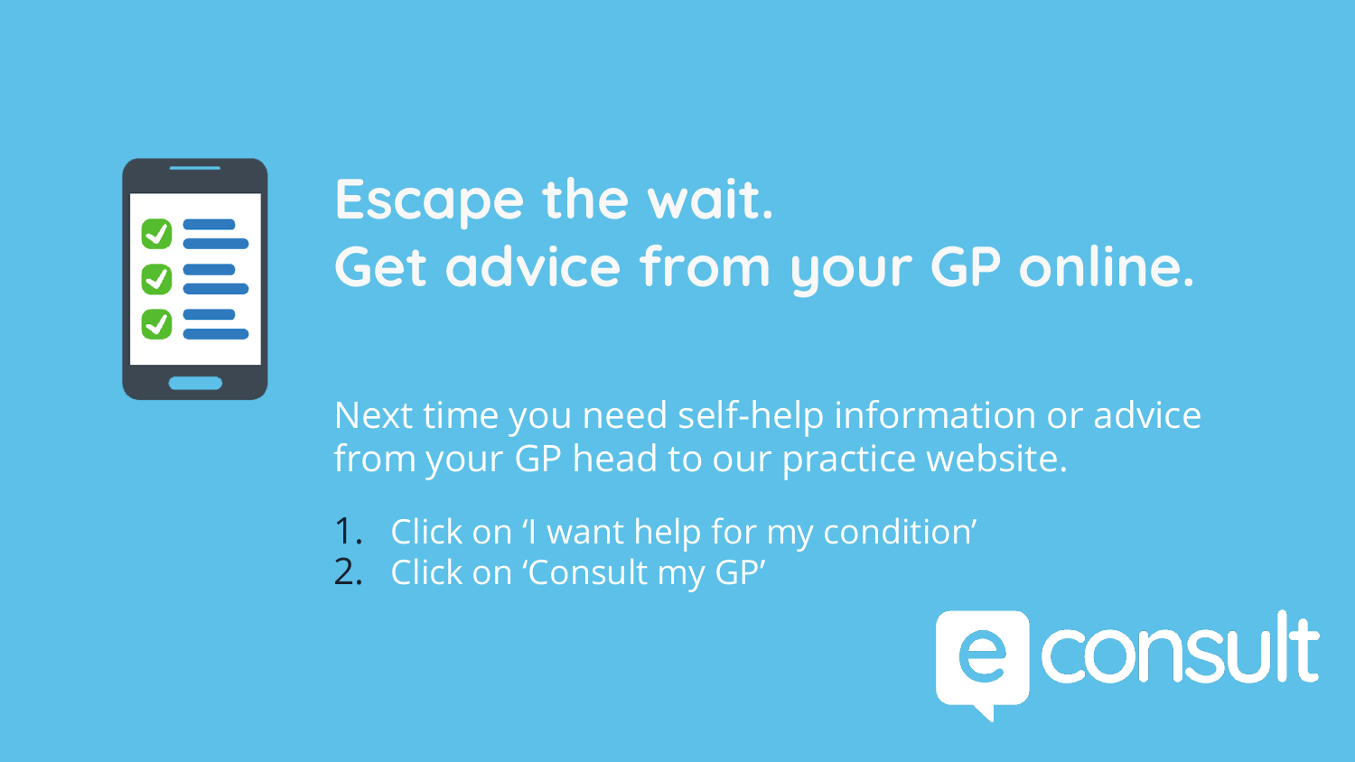# Escape the wait.
# Get advice from your GP online.

Next time you need self-help information or advice from your GP head to our practice website.

1. Click on 'I want help for my condition'
2. Click on 'Consult my GP'

econsult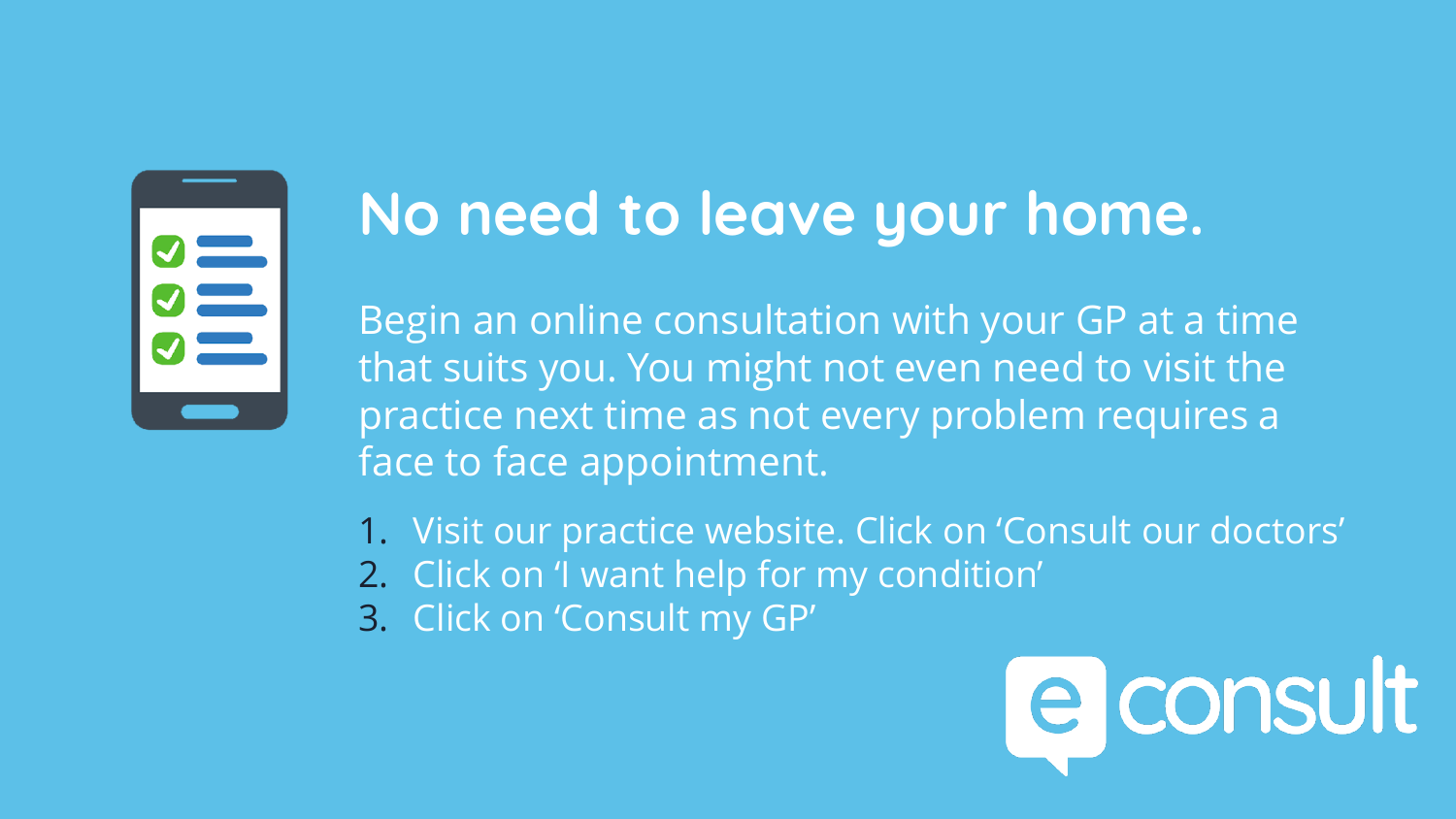# No need to leave your home.

Begin an online consultation with your GP at a time that suits you. You might not even need to visit the practice next time as not every problem requires a face to face appointment.

1. Visit our practice website. Click on ‘Consult our doctors’
2. Click on ‘I want help for my condition’
3. Click on ‘Consult my GP’

econsult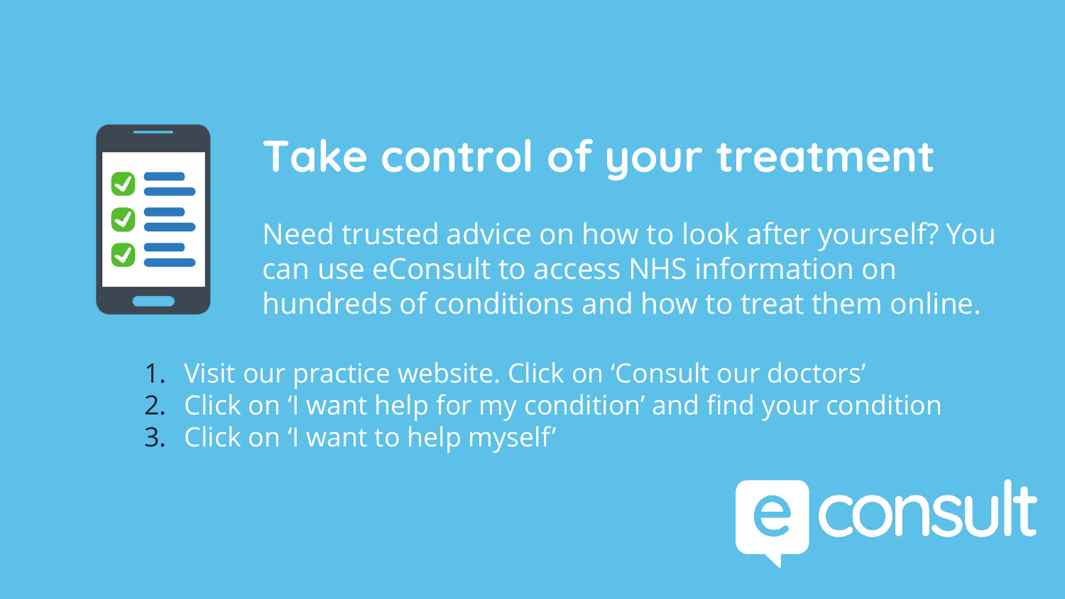# Take control of your treatment

Need trusted advice on how to look after yourself? You can use eConsult to access NHS information on hundreds of conditions and how to treat them online.

1. Visit our practice website. Click on ‘Consult our doctors’
2. Click on ‘I want help for my condition’ and find your condition
3. Click on ‘I want to help myself’

econsult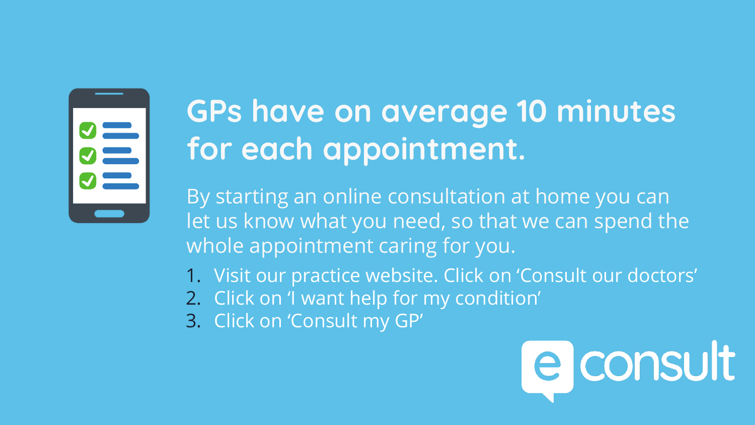# GPs have on average 10 minutes for each appointment.

By starting an online consultation at home you can let us know what you need, so that we can spend the whole appointment caring for you.

1. Visit our practice website. Click on 'Consult our doctors'
2. Click on 'I want help for my condition'
3. Click on 'Consult my GP'

econsult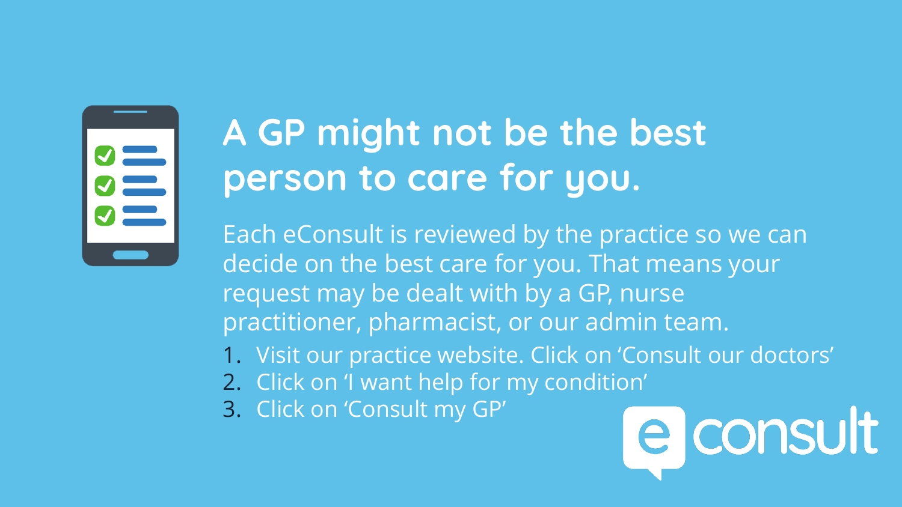# A GP might not be the best person to care for you.

Each eConsult is reviewed by the practice so we can decide on the best care for you. That means your request may be dealt with by a GP, nurse practitioner, pharmacist, or our admin team.

1. Visit our practice website. Click on 'Consult our doctors'
2. Click on 'I want help for my condition'
3. Click on 'Consult my GP'

econsult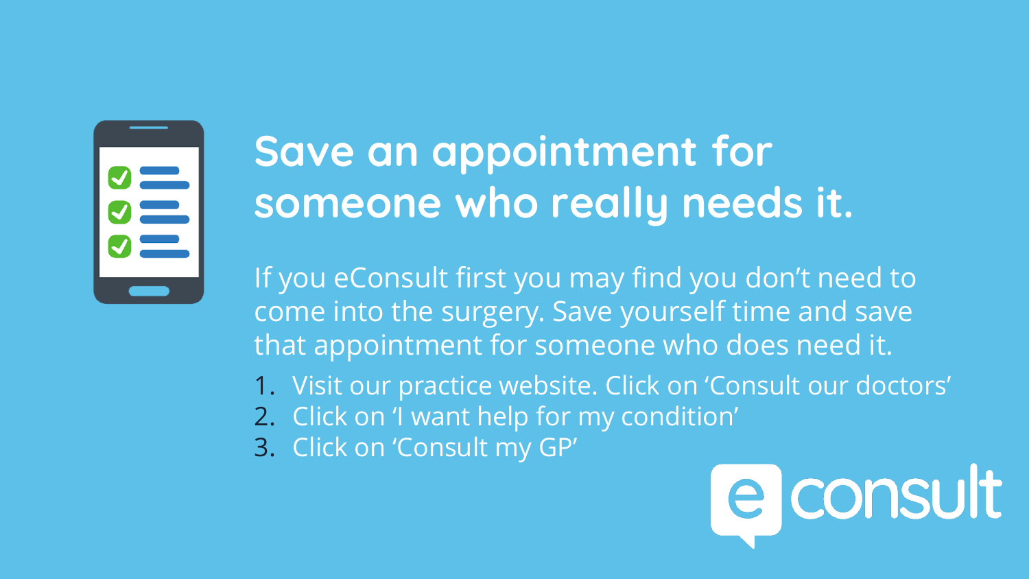# Save an appointment for someone who really needs it.

If you eConsult first you may find you don't need to come into the surgery. Save yourself time and save that appointment for someone who does need it.

1. Visit our practice website. Click on 'Consult our doctors'
2. Click on 'I want help for my condition'
3. Click on 'Consult my GP'

e consult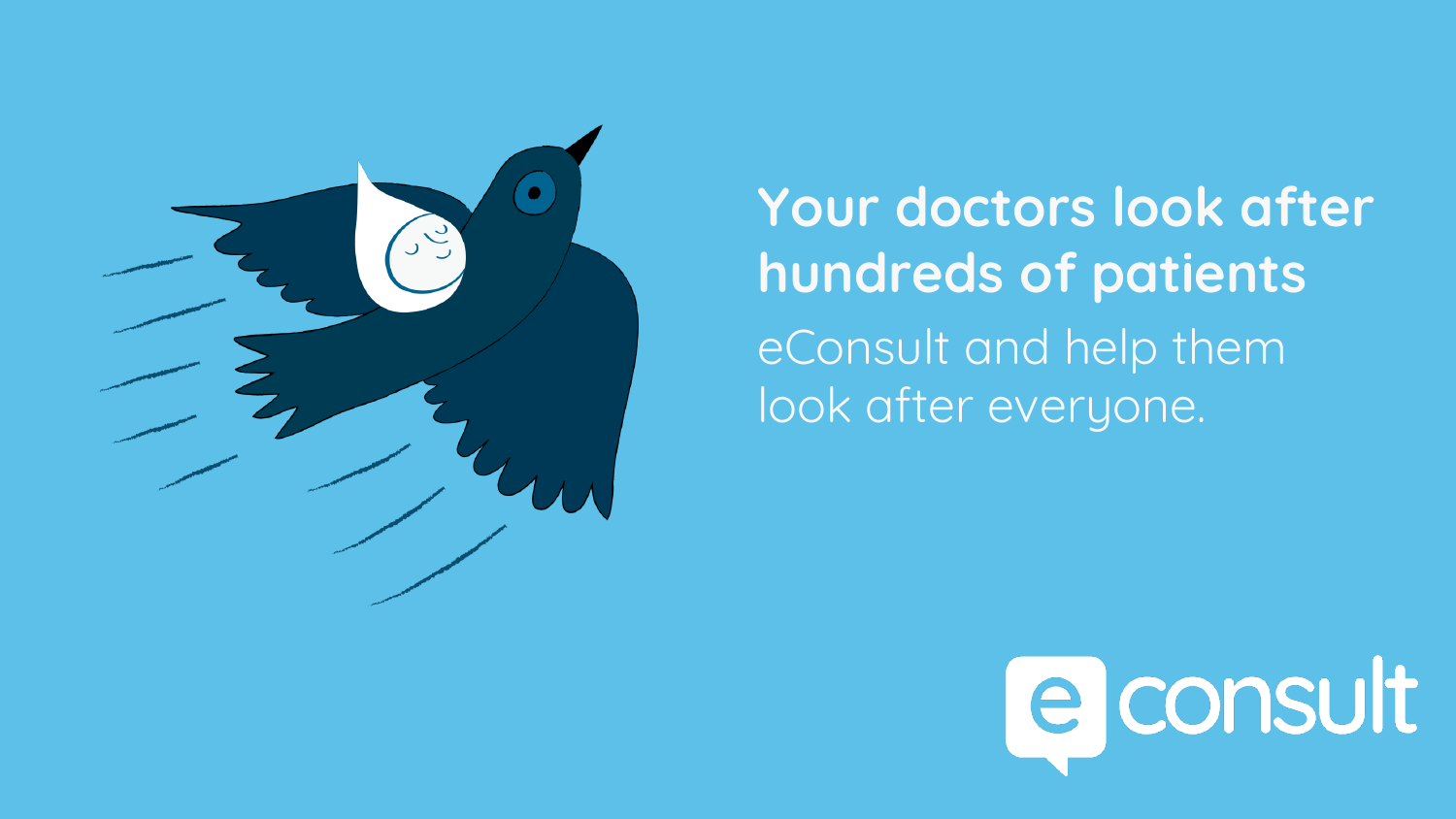**Your doctors look after hundreds of patients**

eConsult and help them look after everyone.

econsult